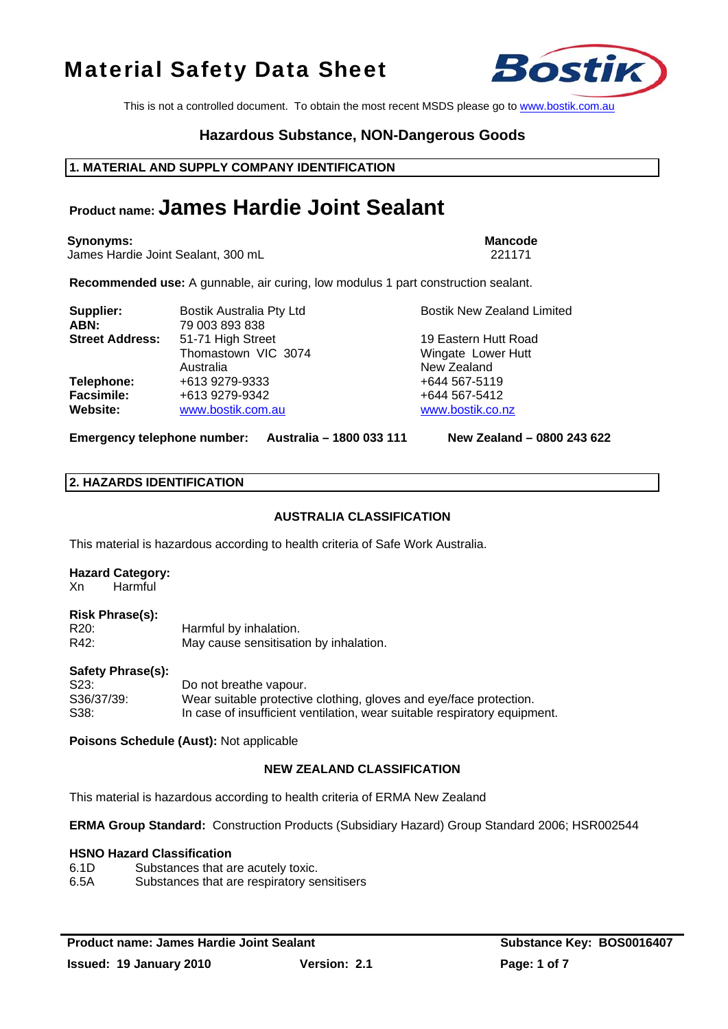# Material Safety Data Sheet

This is not a controlled document. To obtain the most recent MSDS please go to www.bostik.com.au

## Hazardous Substance, NON-Dangerous Goods

## 1. MATERIAL AND SUPPLY COMPANY IDENTIFICATION

### Product name: James Hardie Joint Sealant

**Synonyms:**
James Hardie Joint Sealant, 300 mL

**Mancode**
221171

**Recommended use:** A gunnable, air curing, low modulus 1 part construction sealant.

| | | |
|---|---|---|
| **Supplier:** | Bostik Australia Pty Ltd | Bostik New Zealand Limited |
| **ABN:** | 79 003 893 838 | |
| **Street Address:** | 51-71 High Street<br>Thomastown VIC 3074<br>Australia | 19 Eastern Hutt Road<br>Wingate Lower Hutt<br>New Zealand |
| **Telephone:** | +613 9279-9333 | +644 567-5119 |
| **Facsimile:** | +613 9279-9342 | +644 567-5412 |
| **Website:** | www.bostik.com.au | www.bostik.co.nz |

**Emergency telephone number: Australia – 1800 033 111 New Zealand – 0800 243 622**

## 2. HAZARDS IDENTIFICATION

### AUSTRALIA CLASSIFICATION

This material is hazardous according to health criteria of Safe Work Australia.

**Hazard Category:**
Xn Harmful

**Risk Phrase(s):**

| | |
|---|---|
| R20: | Harmful by inhalation. |
| R42: | May cause sensitisation by inhalation. |

**Safety Phrase(s):**

| | |
|---|---|
| S23: | Do not breathe vapour. |
| S36/37/39: | Wear suitable protective clothing, gloves and eye/face protection. |
| S38: | In case of insufficient ventilation, wear suitable respiratory equipment. |

**Poisons Schedule (Aust):** Not applicable

### NEW ZEALAND CLASSIFICATION

This material is hazardous according to health criteria of ERMA New Zealand

**ERMA Group Standard:** Construction Products (Subsidiary Hazard) Group Standard 2006; HSR002544

**HSNO Hazard Classification**

| | |
|---|---|
| 6.1D | Substances that are acutely toxic. |
| 6.5A | Substances that are respiratory sensitisers |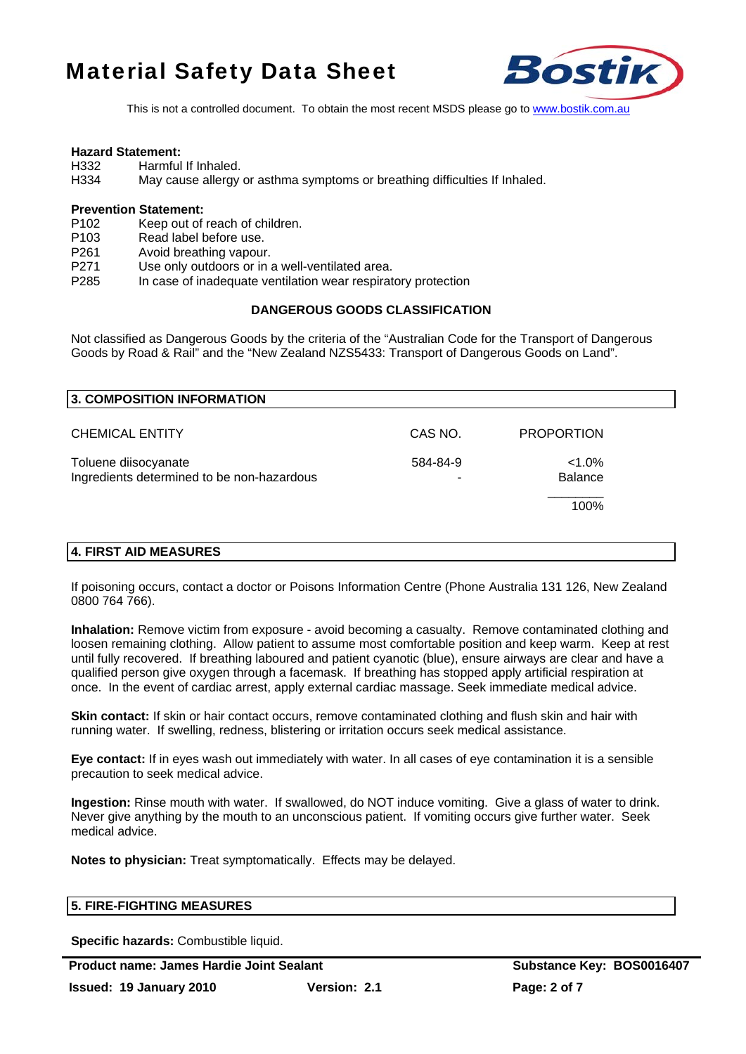**Hazard Statement:**

H332 Harmful If Inhaled.
H334 May cause allergy or asthma symptoms or breathing difficulties If Inhaled.

**Prevention Statement:**

P102 Keep out of reach of children.
P103 Read label before use.
P261 Avoid breathing vapour.
P271 Use only outdoors or in a well-ventilated area.
P285 In case of inadequate ventilation wear respiratory protection

**DANGEROUS GOODS CLASSIFICATION**

Not classified as Dangerous Goods by the criteria of the "Australian Code for the Transport of Dangerous Goods by Road & Rail" and the "New Zealand NZS5433: Transport of Dangerous Goods on Land".

## 3. COMPOSITION INFORMATION

| CHEMICAL ENTITY | CAS NO. | PROPORTION |
|---|---|---|
| Toluene diisocyanate | 584-84-9 | <1.0% |
| Ingredients determined to be non-hazardous | - | Balance |
| | | 100% |

## 4. FIRST AID MEASURES

If poisoning occurs, contact a doctor or Poisons Information Centre (Phone Australia 131 126, New Zealand 0800 764 766).

**Inhalation:** Remove victim from exposure - avoid becoming a casualty. Remove contaminated clothing and loosen remaining clothing. Allow patient to assume most comfortable position and keep warm. Keep at rest until fully recovered. If breathing laboured and patient cyanotic (blue), ensure airways are clear and have a qualified person give oxygen through a facemask. If breathing has stopped apply artificial respiration at once. In the event of cardiac arrest, apply external cardiac massage. Seek immediate medical advice.

**Skin contact:** If skin or hair contact occurs, remove contaminated clothing and flush skin and hair with running water. If swelling, redness, blistering or irritation occurs seek medical assistance.

**Eye contact:** If in eyes wash out immediately with water. In all cases of eye contamination it is a sensible precaution to seek medical advice.

**Ingestion:** Rinse mouth with water. If swallowed, do NOT induce vomiting. Give a glass of water to drink. Never give anything by the mouth to an unconscious patient. If vomiting occurs give further water. Seek medical advice.

**Notes to physician:** Treat symptomatically. Effects may be delayed.

## 5. FIRE-FIGHTING MEASURES

**Specific hazards:** Combustible liquid.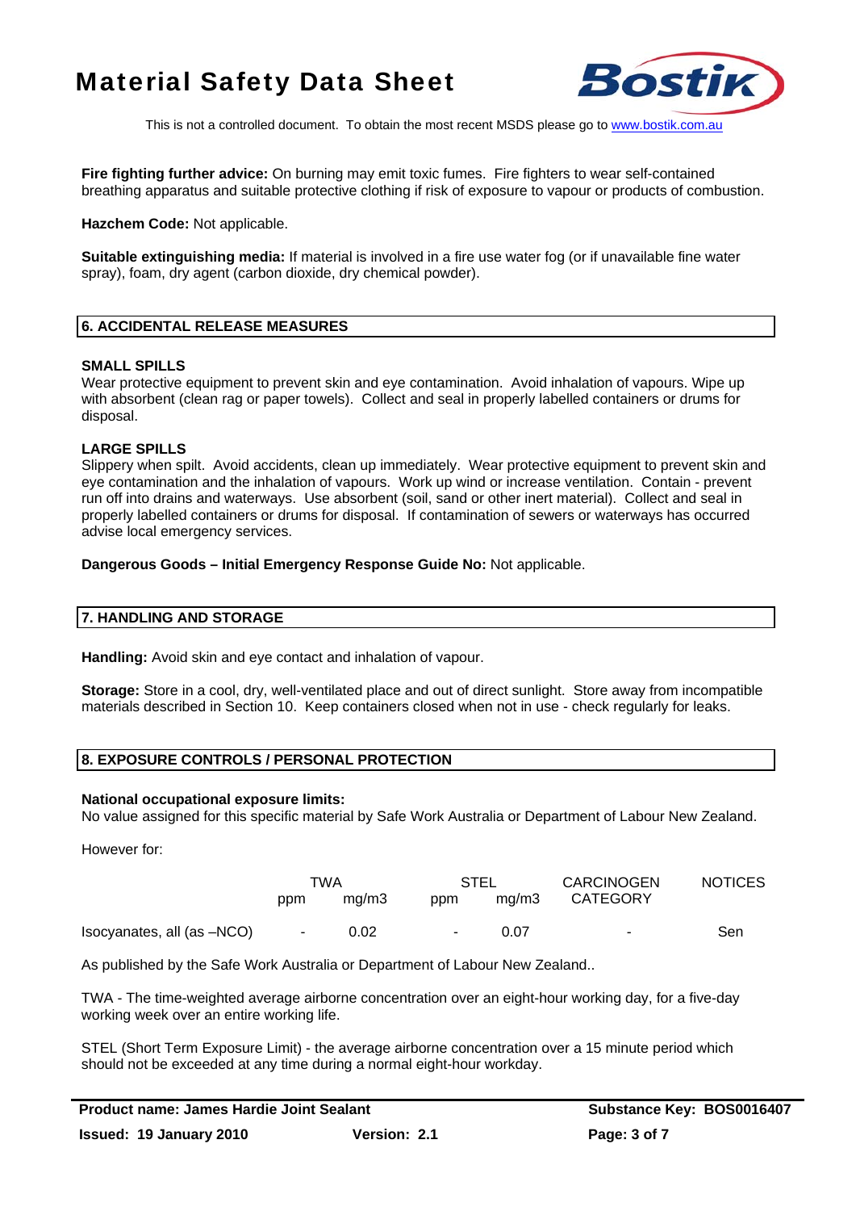**Fire fighting further advice:** On burning may emit toxic fumes. Fire fighters to wear self-contained breathing apparatus and suitable protective clothing if risk of exposure to vapour or products of combustion.

**Hazchem Code:** Not applicable.

**Suitable extinguishing media:** If material is involved in a fire use water fog (or if unavailable fine water spray), foam, dry agent (carbon dioxide, dry chemical powder).

## 6. ACCIDENTAL RELEASE MEASURES

**SMALL SPILLS**
Wear protective equipment to prevent skin and eye contamination. Avoid inhalation of vapours. Wipe up with absorbent (clean rag or paper towels). Collect and seal in properly labelled containers or drums for disposal.

**LARGE SPILLS**
Slippery when spilt. Avoid accidents, clean up immediately. Wear protective equipment to prevent skin and eye contamination and the inhalation of vapours. Work up wind or increase ventilation. Contain - prevent run off into drains and waterways. Use absorbent (soil, sand or other inert material). Collect and seal in properly labelled containers or drums for disposal. If contamination of sewers or waterways has occurred advise local emergency services.

**Dangerous Goods – Initial Emergency Response Guide No:** Not applicable.

## 7. HANDLING AND STORAGE

**Handling:** Avoid skin and eye contact and inhalation of vapour.

**Storage:** Store in a cool, dry, well-ventilated place and out of direct sunlight. Store away from incompatible materials described in Section 10. Keep containers closed when not in use - check regularly for leaks.

## 8. EXPOSURE CONTROLS / PERSONAL PROTECTION

**National occupational exposure limits:**
No value assigned for this specific material by Safe Work Australia or Department of Labour New Zealand.

However for:

| | TWA | | STEL | | CARCINOGEN CATEGORY | NOTICES |
|---|---|---|---|---|---|---|
| | ppm | mg/m3 | ppm | mg/m3 | | |
| Isocyanates, all (as –NCO) | - | 0.02 | - | 0.07 | - | Sen |

As published by the Safe Work Australia or Department of Labour New Zealand..

TWA - The time-weighted average airborne concentration over an eight-hour working day, for a five-day working week over an entire working life.

STEL (Short Term Exposure Limit) - the average airborne concentration over a 15 minute period which should not be exceeded at any time during a normal eight-hour workday.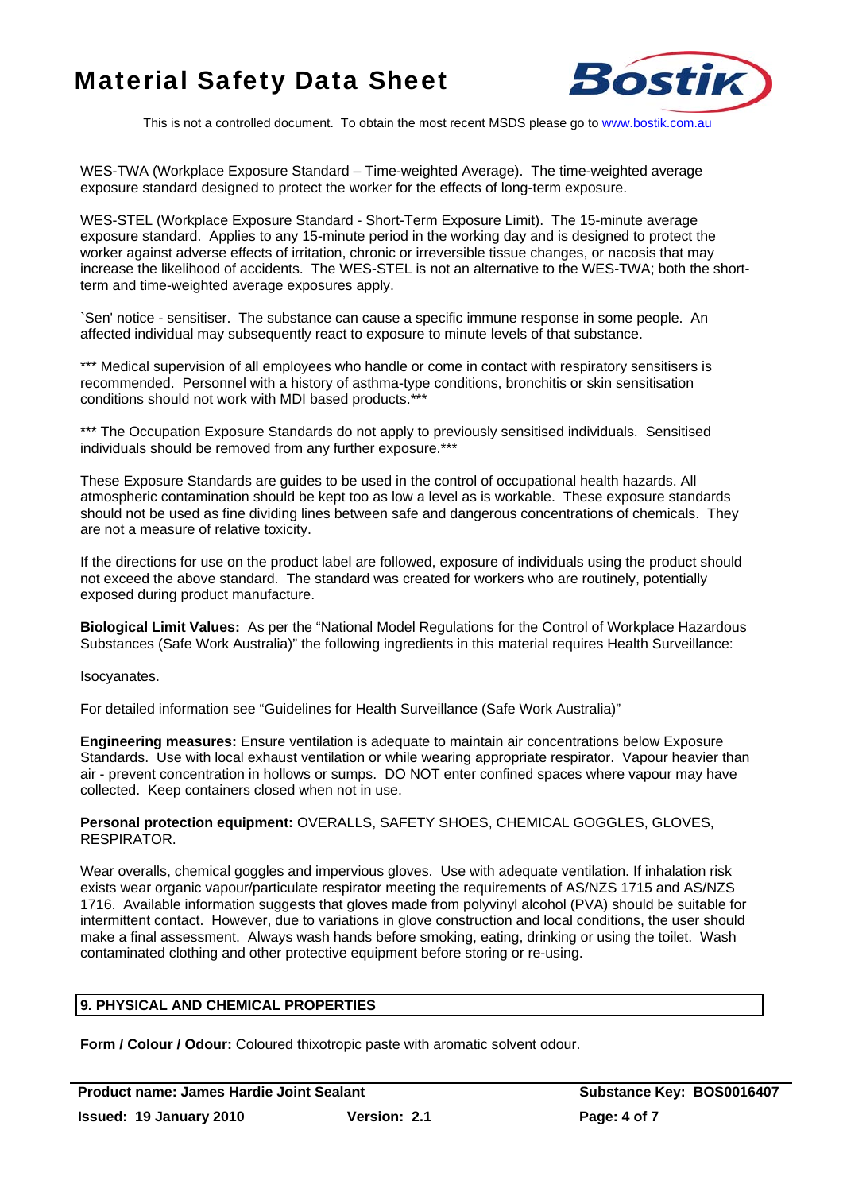WES-TWA (Workplace Exposure Standard – Time-weighted Average). The time-weighted average exposure standard designed to protect the worker for the effects of long-term exposure.

WES-STEL (Workplace Exposure Standard - Short-Term Exposure Limit). The 15-minute average exposure standard. Applies to any 15-minute period in the working day and is designed to protect the worker against adverse effects of irritation, chronic or irreversible tissue changes, or nacosis that may increase the likelihood of accidents. The WES-STEL is not an alternative to the WES-TWA; both the short-term and time-weighted average exposures apply.

`Sen' notice - sensitiser. The substance can cause a specific immune response in some people. An affected individual may subsequently react to exposure to minute levels of that substance.

*** Medical supervision of all employees who handle or come in contact with respiratory sensitisers is recommended. Personnel with a history of asthma-type conditions, bronchitis or skin sensitisation conditions should not work with MDI based products.***

*** The Occupation Exposure Standards do not apply to previously sensitised individuals. Sensitised individuals should be removed from any further exposure.***

These Exposure Standards are guides to be used in the control of occupational health hazards. All atmospheric contamination should be kept too as low a level as is workable. These exposure standards should not be used as fine dividing lines between safe and dangerous concentrations of chemicals. They are not a measure of relative toxicity.

If the directions for use on the product label are followed, exposure of individuals using the product should not exceed the above standard. The standard was created for workers who are routinely, potentially exposed during product manufacture.

**Biological Limit Values:** As per the "National Model Regulations for the Control of Workplace Hazardous Substances (Safe Work Australia)" the following ingredients in this material requires Health Surveillance:

Isocyanates.

For detailed information see "Guidelines for Health Surveillance (Safe Work Australia)"

**Engineering measures:** Ensure ventilation is adequate to maintain air concentrations below Exposure Standards. Use with local exhaust ventilation or while wearing appropriate respirator. Vapour heavier than air - prevent concentration in hollows or sumps. DO NOT enter confined spaces where vapour may have collected. Keep containers closed when not in use.

**Personal protection equipment:** OVERALLS, SAFETY SHOES, CHEMICAL GOGGLES, GLOVES, RESPIRATOR.

Wear overalls, chemical goggles and impervious gloves. Use with adequate ventilation. If inhalation risk exists wear organic vapour/particulate respirator meeting the requirements of AS/NZS 1715 and AS/NZS 1716. Available information suggests that gloves made from polyvinyl alcohol (PVA) should be suitable for intermittent contact. However, due to variations in glove construction and local conditions, the user should make a final assessment. Always wash hands before smoking, eating, drinking or using the toilet. Wash contaminated clothing and other protective equipment before storing or re-using.

## 9. PHYSICAL AND CHEMICAL PROPERTIES

**Form / Colour / Odour:** Coloured thixotropic paste with aromatic solvent odour.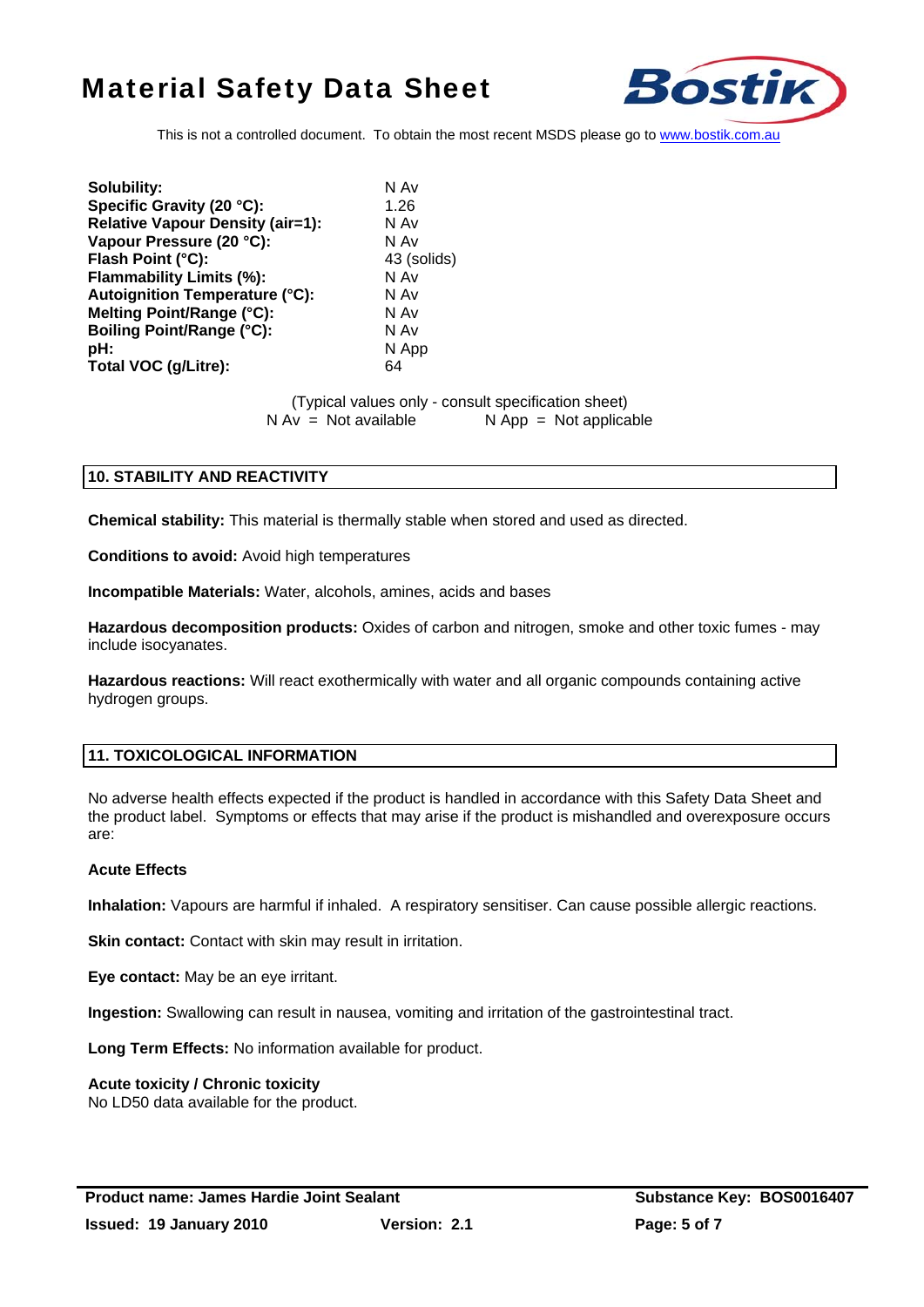| | |
|---|---|
| **Solubility:** | N Av |
| **Specific Gravity (20 °C):** | 1.26 |
| **Relative Vapour Density (air=1):** | N Av |
| **Vapour Pressure (20 °C):** | N Av |
| **Flash Point (°C):** | 43 (solids) |
| **Flammability Limits (%):** | N Av |
| **Autoignition Temperature (°C):** | N Av |
| **Melting Point/Range (°C):** | N Av |
| **Boiling Point/Range (°C):** | N Av |
| **pH:** | N App |
| **Total VOC (g/Litre):** | 64 |

(Typical values only - consult specification sheet)
N Av = Not available N App = Not applicable

## 10. STABILITY AND REACTIVITY

**Chemical stability:** This material is thermally stable when stored and used as directed.

**Conditions to avoid:** Avoid high temperatures

**Incompatible Materials:** Water, alcohols, amines, acids and bases

**Hazardous decomposition products:** Oxides of carbon and nitrogen, smoke and other toxic fumes - may include isocyanates.

**Hazardous reactions:** Will react exothermically with water and all organic compounds containing active hydrogen groups.

## 11. TOXICOLOGICAL INFORMATION

No adverse health effects expected if the product is handled in accordance with this Safety Data Sheet and the product label. Symptoms or effects that may arise if the product is mishandled and overexposure occurs are:

**Acute Effects**

**Inhalation:** Vapours are harmful if inhaled. A respiratory sensitiser. Can cause possible allergic reactions.

**Skin contact:** Contact with skin may result in irritation.

**Eye contact:** May be an eye irritant.

**Ingestion:** Swallowing can result in nausea, vomiting and irritation of the gastrointestinal tract.

**Long Term Effects:** No information available for product.

**Acute toxicity / Chronic toxicity**
No LD50 data available for the product.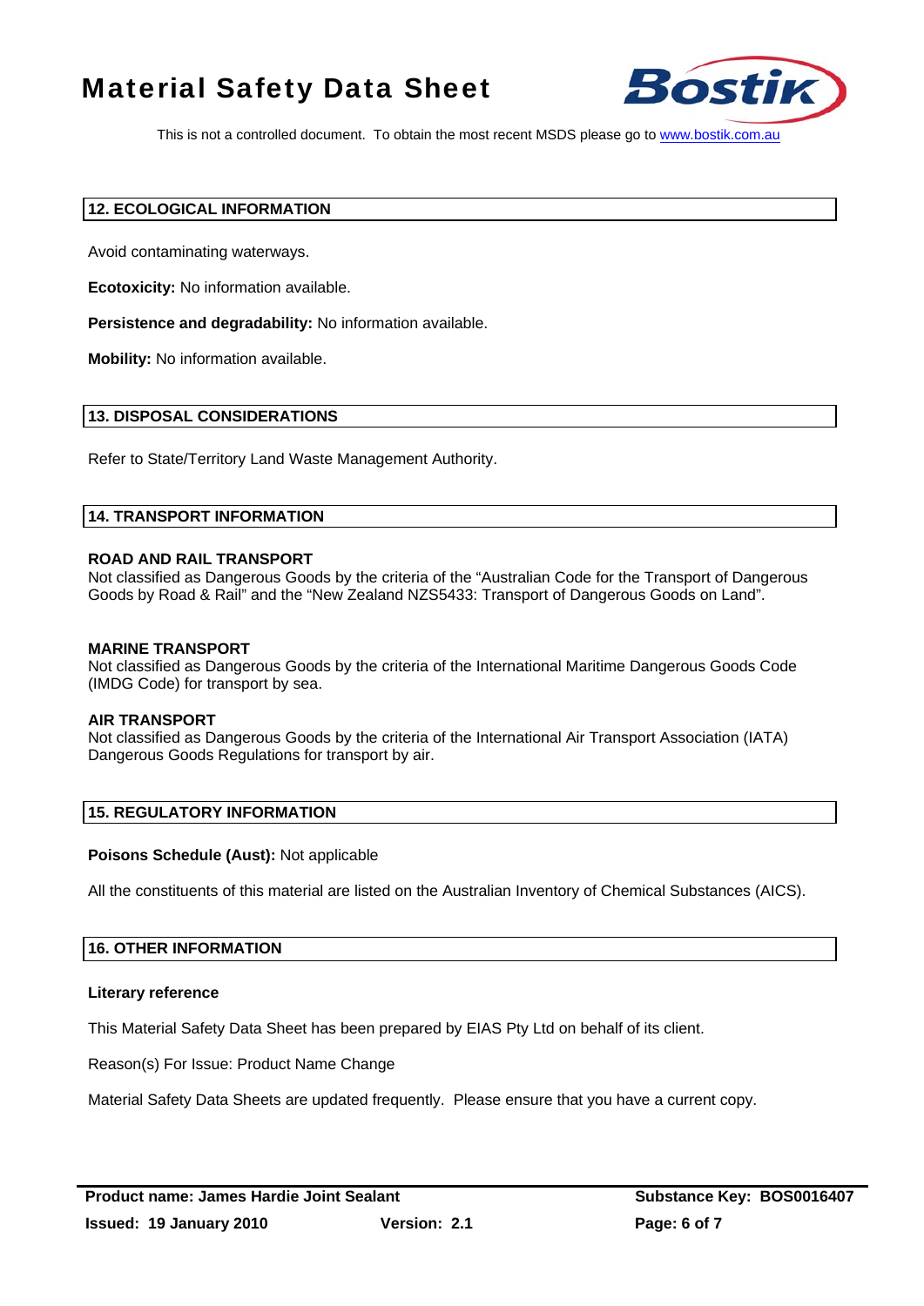## 12. ECOLOGICAL INFORMATION

Avoid contaminating waterways.

**Ecotoxicity:** No information available.

**Persistence and degradability:** No information available.

**Mobility:** No information available.

## 13. DISPOSAL CONSIDERATIONS

Refer to State/Territory Land Waste Management Authority.

## 14. TRANSPORT INFORMATION

### ROAD AND RAIL TRANSPORT

Not classified as Dangerous Goods by the criteria of the "Australian Code for the Transport of Dangerous Goods by Road & Rail" and the "New Zealand NZS5433: Transport of Dangerous Goods on Land".

### MARINE TRANSPORT

Not classified as Dangerous Goods by the criteria of the International Maritime Dangerous Goods Code (IMDG Code) for transport by sea.

### AIR TRANSPORT

Not classified as Dangerous Goods by the criteria of the International Air Transport Association (IATA) Dangerous Goods Regulations for transport by air.

## 15. REGULATORY INFORMATION

**Poisons Schedule (Aust):** Not applicable

All the constituents of this material are listed on the Australian Inventory of Chemical Substances (AICS).

## 16. OTHER INFORMATION

**Literary reference**

This Material Safety Data Sheet has been prepared by EIAS Pty Ltd on behalf of its client.

Reason(s) For Issue: Product Name Change

Material Safety Data Sheets are updated frequently. Please ensure that you have a current copy.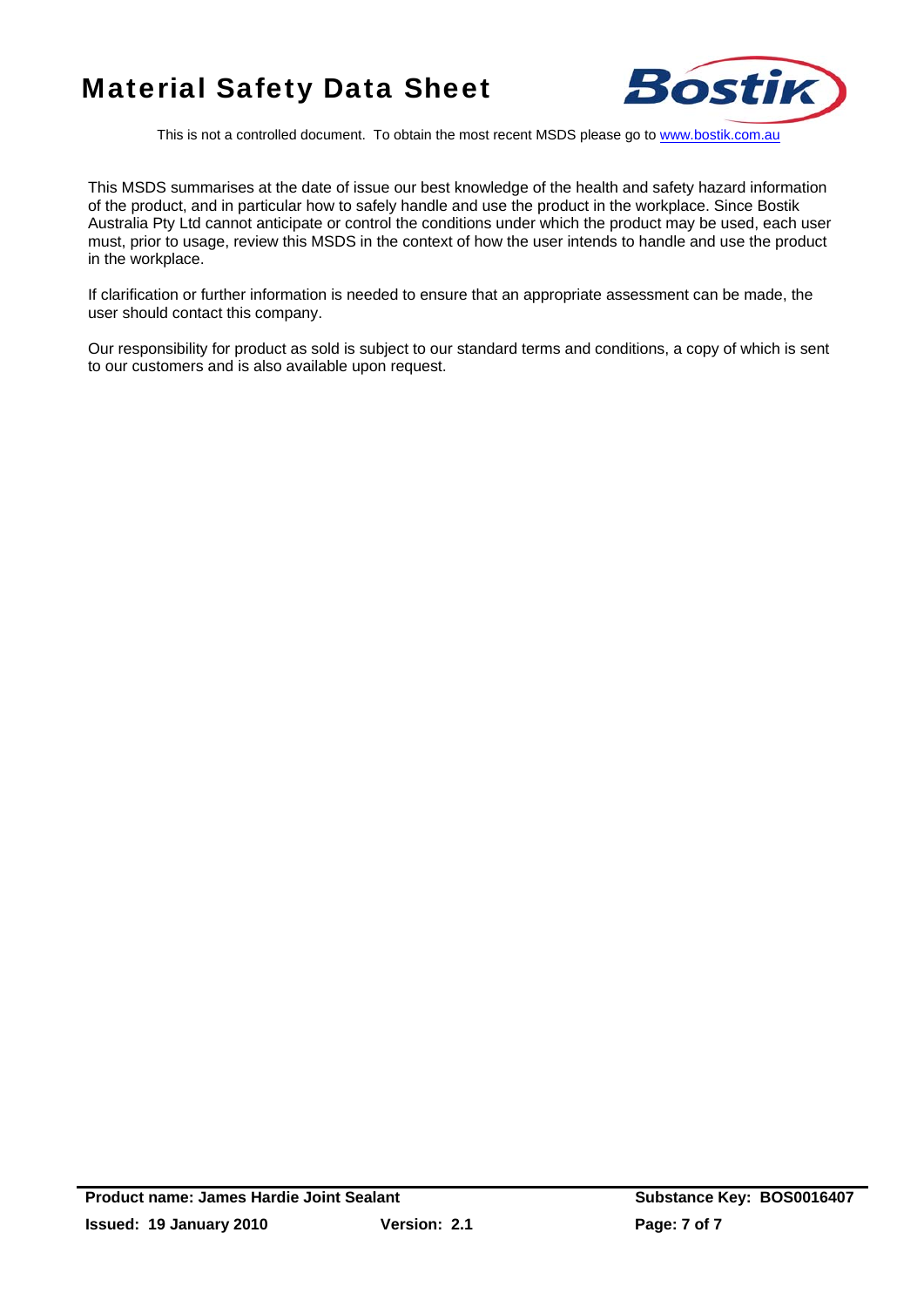This MSDS summarises at the date of issue our best knowledge of the health and safety hazard information of the product, and in particular how to safely handle and use the product in the workplace. Since Bostik Australia Pty Ltd cannot anticipate or control the conditions under which the product may be used, each user must, prior to usage, review this MSDS in the context of how the user intends to handle and use the product in the workplace.

If clarification or further information is needed to ensure that an appropriate assessment can be made, the user should contact this company.

Our responsibility for product as sold is subject to our standard terms and conditions, a copy of which is sent to our customers and is also available upon request.